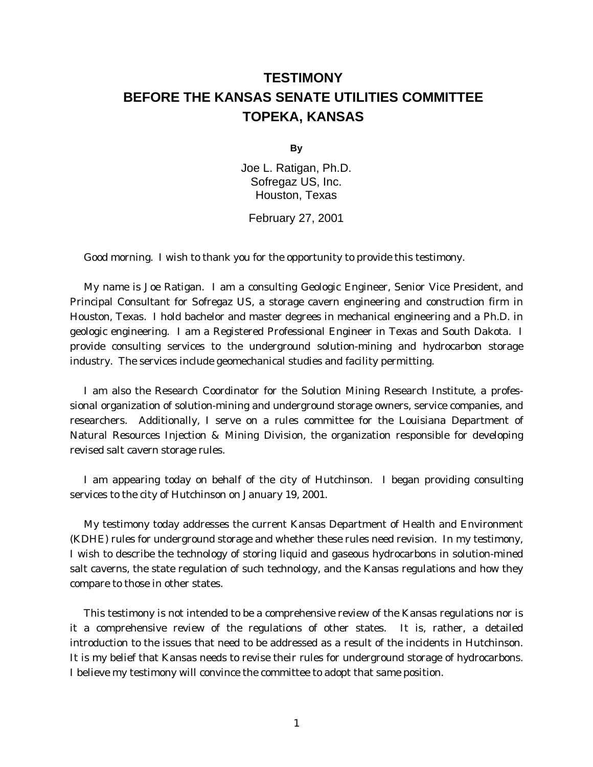# TESTIMONY
# BEFORE THE KANSAS SENATE UTILITIES COMMITTEE
# TOPEKA, KANSAS

**By**

Joe L. Ratigan, Ph.D.
Sofregaz US, Inc.
Houston, Texas

February 27, 2001

Good morning. I wish to thank you for the opportunity to provide this testimony.

My name is Joe Ratigan. I am a consulting Geologic Engineer, Senior Vice President, and Principal Consultant for Sofregaz US, a storage cavern engineering and construction firm in Houston, Texas. I hold bachelor and master degrees in mechanical engineering and a Ph.D. in geologic engineering. I am a Registered Professional Engineer in Texas and South Dakota. I provide consulting services to the underground solution-mining and hydrocarbon storage industry. The services include geomechanical studies and facility permitting.

I am also the Research Coordinator for the Solution Mining Research Institute, a professional organization of solution-mining and underground storage owners, service companies, and researchers. Additionally, I serve on a rules committee for the Louisiana Department of Natural Resources Injection & Mining Division, the organization responsible for developing revised salt cavern storage rules.

I am appearing today on behalf of the city of Hutchinson. I began providing consulting services to the city of Hutchinson on January 19, 2001.

My testimony today addresses the current Kansas Department of Health and Environment (KDHE) rules for underground storage and whether these rules need revision. In my testimony, I wish to describe the technology of storing liquid and gaseous hydrocarbons in solution-mined salt caverns, the state regulation of such technology, and the Kansas regulations and how they compare to those in other states.

This testimony is not intended to be a comprehensive review of the Kansas regulations nor is it a comprehensive review of the regulations of other states. It is, rather, a detailed introduction to the issues that need to be addressed as a result of the incidents in Hutchinson. It is my belief that Kansas needs to revise their rules for underground storage of hydrocarbons. I believe my testimony will convince the committee to adopt that same position.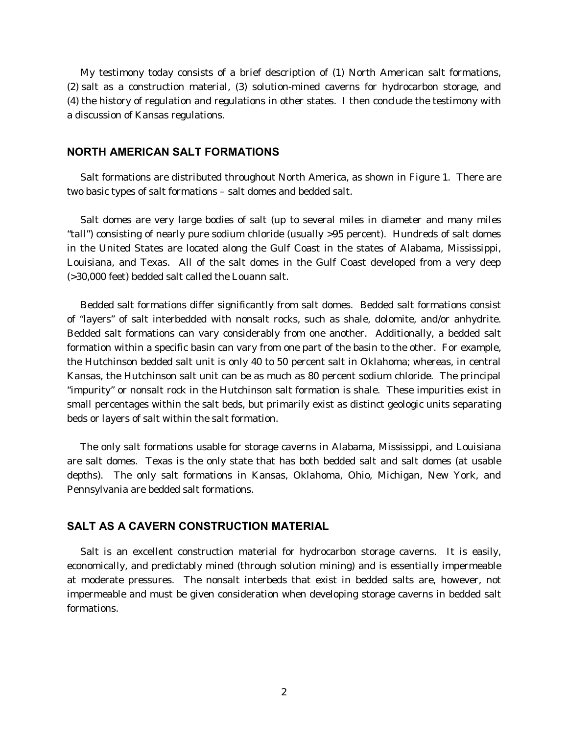My testimony today consists of a brief description of (1) North American salt formations, (2) salt as a construction material, (3) solution-mined caverns for hydrocarbon storage, and (4) the history of regulation and regulations in other states. I then conclude the testimony with a discussion of Kansas regulations.

## NORTH AMERICAN SALT FORMATIONS

Salt formations are distributed throughout North America, as shown in Figure 1. There are two basic types of salt formations – salt domes and bedded salt.

Salt domes are very large bodies of salt (up to several miles in diameter and many miles "tall") consisting of nearly pure sodium chloride (usually >95 percent). Hundreds of salt domes in the United States are located along the Gulf Coast in the states of Alabama, Mississippi, Louisiana, and Texas. All of the salt domes in the Gulf Coast developed from a very deep (>30,000 feet) bedded salt called the Louann salt.

Bedded salt formations differ significantly from salt domes. Bedded salt formations consist of "layers" of salt interbedded with nonsalt rocks, such as shale, dolomite, and/or anhydrite. Bedded salt formations can vary considerably from one another. Additionally, a bedded salt formation within a specific basin can vary from one part of the basin to the other. For example, the Hutchinson bedded salt unit is only 40 to 50 percent salt in Oklahoma; whereas, in central Kansas, the Hutchinson salt unit can be as much as 80 percent sodium chloride. The principal "impurity" or nonsalt rock in the Hutchinson salt formation is shale. These impurities exist in small percentages within the salt beds, but primarily exist as distinct geologic units separating beds or layers of salt within the salt formation.

The only salt formations usable for storage caverns in Alabama, Mississippi, and Louisiana are salt domes. Texas is the only state that has both bedded salt and salt domes (at usable depths). The only salt formations in Kansas, Oklahoma, Ohio, Michigan, New York, and Pennsylvania are bedded salt formations.

## SALT AS A CAVERN CONSTRUCTION MATERIAL

Salt is an excellent construction material for hydrocarbon storage caverns. It is easily, economically, and predictably mined (through solution mining) and is essentially impermeable at moderate pressures. The nonsalt interbeds that exist in bedded salts are, however, not impermeable and must be given consideration when developing storage caverns in bedded salt formations.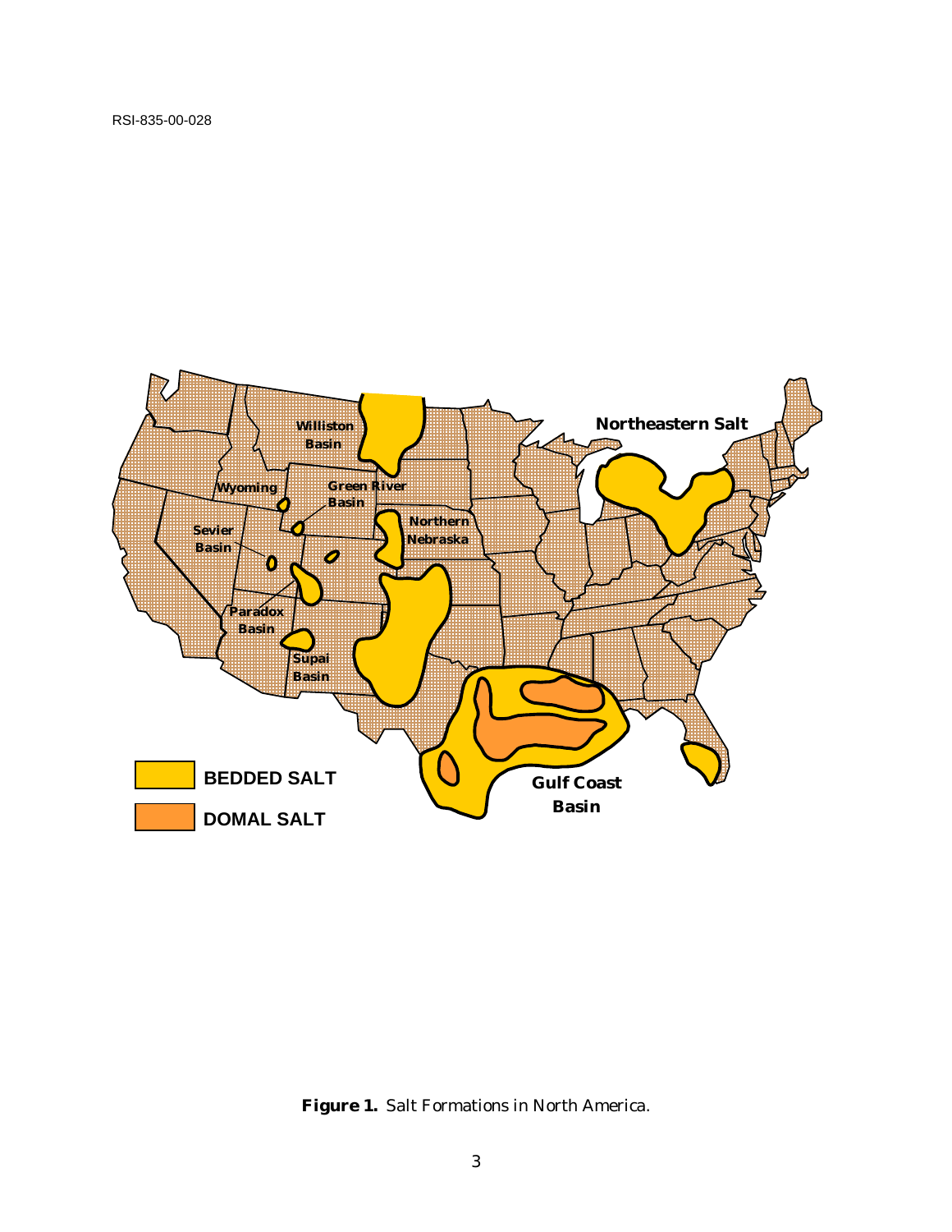**Figure 1.** Salt Formations in North America.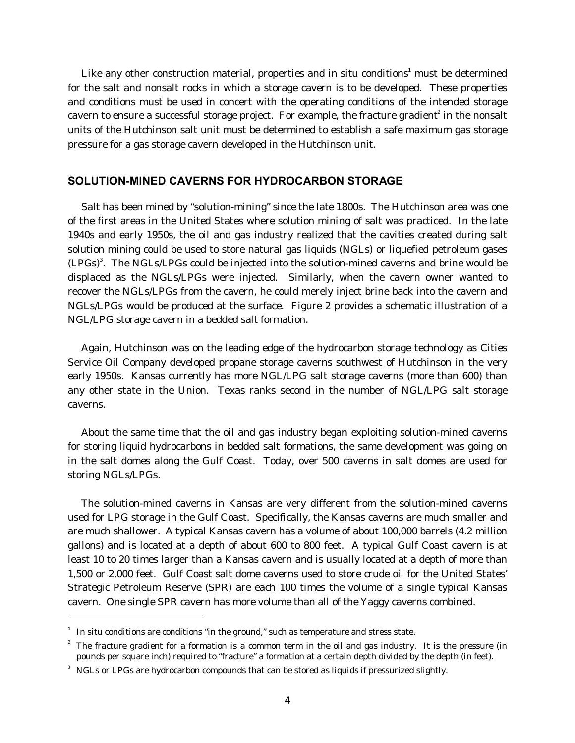Like any other construction material, properties and in situ conditions[1] must be determined for the salt and nonsalt rocks in which a storage cavern is to be developed. These properties and conditions must be used in concert with the operating conditions of the intended storage cavern to ensure a successful storage project. For example, the fracture gradient[2] in the nonsalt units of the Hutchinson salt unit must be determined to establish a safe maximum gas storage pressure for a gas storage cavern developed in the Hutchinson unit.

## SOLUTION-MINED CAVERNS FOR HYDROCARBON STORAGE

Salt has been mined by "solution-mining" since the late 1800s. The Hutchinson area was one of the first areas in the United States where solution mining of salt was practiced. In the late 1940s and early 1950s, the oil and gas industry realized that the cavities created during salt solution mining could be used to store natural gas liquids (NGLs) or liquefied petroleum gases (LPGs)[3]. The NGLs/LPGs could be injected into the solution-mined caverns and brine would be displaced as the NGLs/LPGs were injected. Similarly, when the cavern owner wanted to recover the NGLs/LPGs from the cavern, he could merely inject brine back into the cavern and NGLs/LPGs would be produced at the surface. Figure 2 provides a schematic illustration of a NGL/LPG storage cavern in a bedded salt formation.

Again, Hutchinson was on the leading edge of the hydrocarbon storage technology as Cities Service Oil Company developed propane storage caverns southwest of Hutchinson in the very early 1950s. Kansas currently has more NGL/LPG salt storage caverns (more than 600) than any other state in the Union. Texas ranks second in the number of NGL/LPG salt storage caverns.

About the same time that the oil and gas industry began exploiting solution-mined caverns for storing liquid hydrocarbons in bedded salt formations, the same development was going on in the salt domes along the Gulf Coast. Today, over 500 caverns in salt domes are used for storing NGLs/LPGs.

The solution-mined caverns in Kansas are very different from the solution-mined caverns used for LPG storage in the Gulf Coast. Specifically, the Kansas caverns are much smaller and are much shallower. A typical Kansas cavern has a volume of about 100,000 barrels (4.2 million gallons) and is located at a depth of about 600 to 800 feet. A typical Gulf Coast cavern is at least 10 to 20 times larger than a Kansas cavern and is usually located at a depth of more than 1,500 or 2,000 feet. Gulf Coast salt dome caverns used to store crude oil for the United States' Strategic Petroleum Reserve (SPR) are each 100 times the volume of a single typical Kansas cavern. One single SPR cavern has more volume than all of the Yaggy caverns combined.

---

[1] In situ conditions are conditions "in the ground," such as temperature and stress state.

[2] The fracture gradient for a formation is a common term in the oil and gas industry. It is the pressure (in pounds per square inch) required to "fracture" a formation at a certain depth divided by the depth (in feet).

[3] NGLs or LPGs are hydrocarbon compounds that can be stored as liquids if pressurized slightly.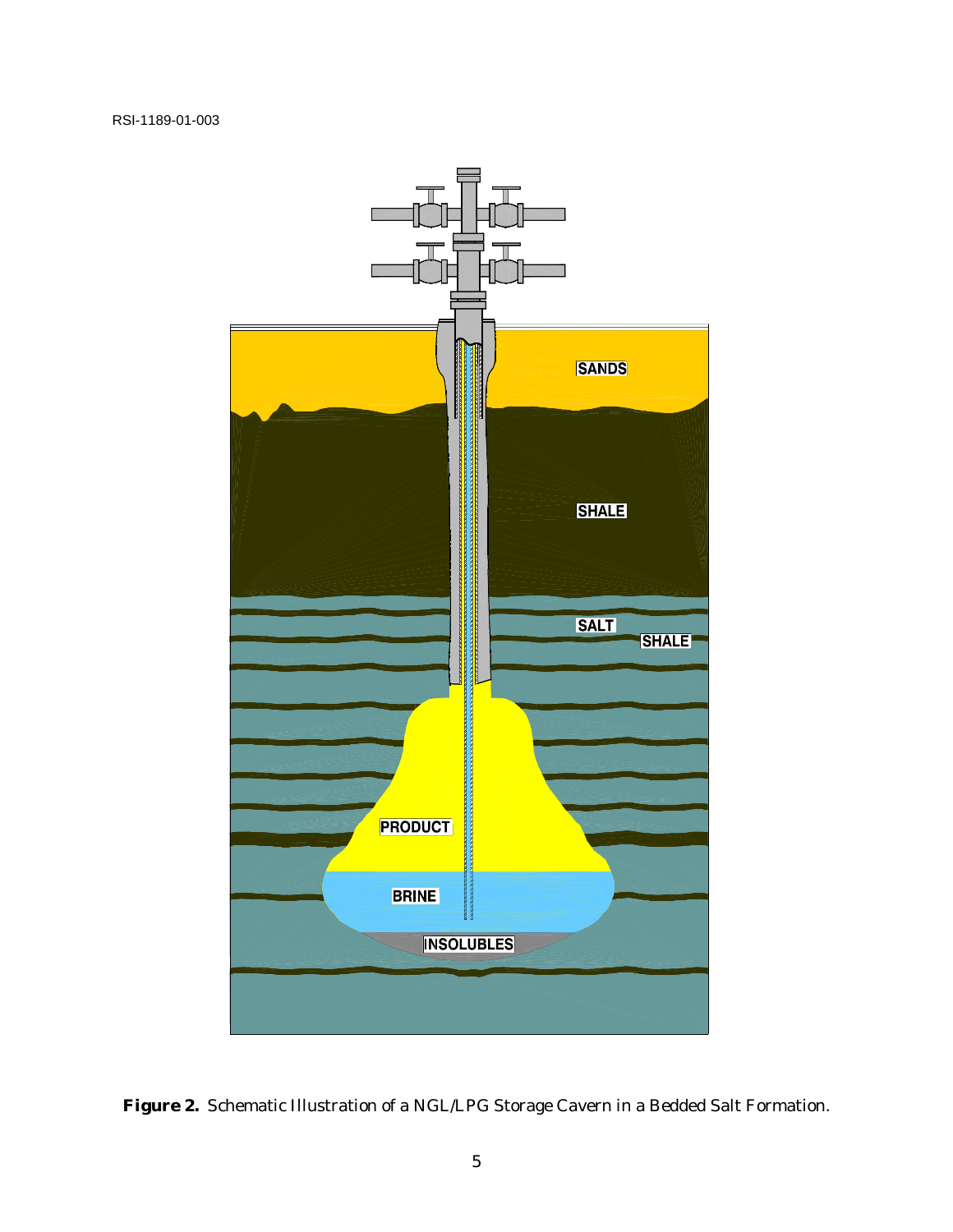**Figure 2.** Schematic Illustration of a NGL/LPG Storage Cavern in a Bedded Salt Formation.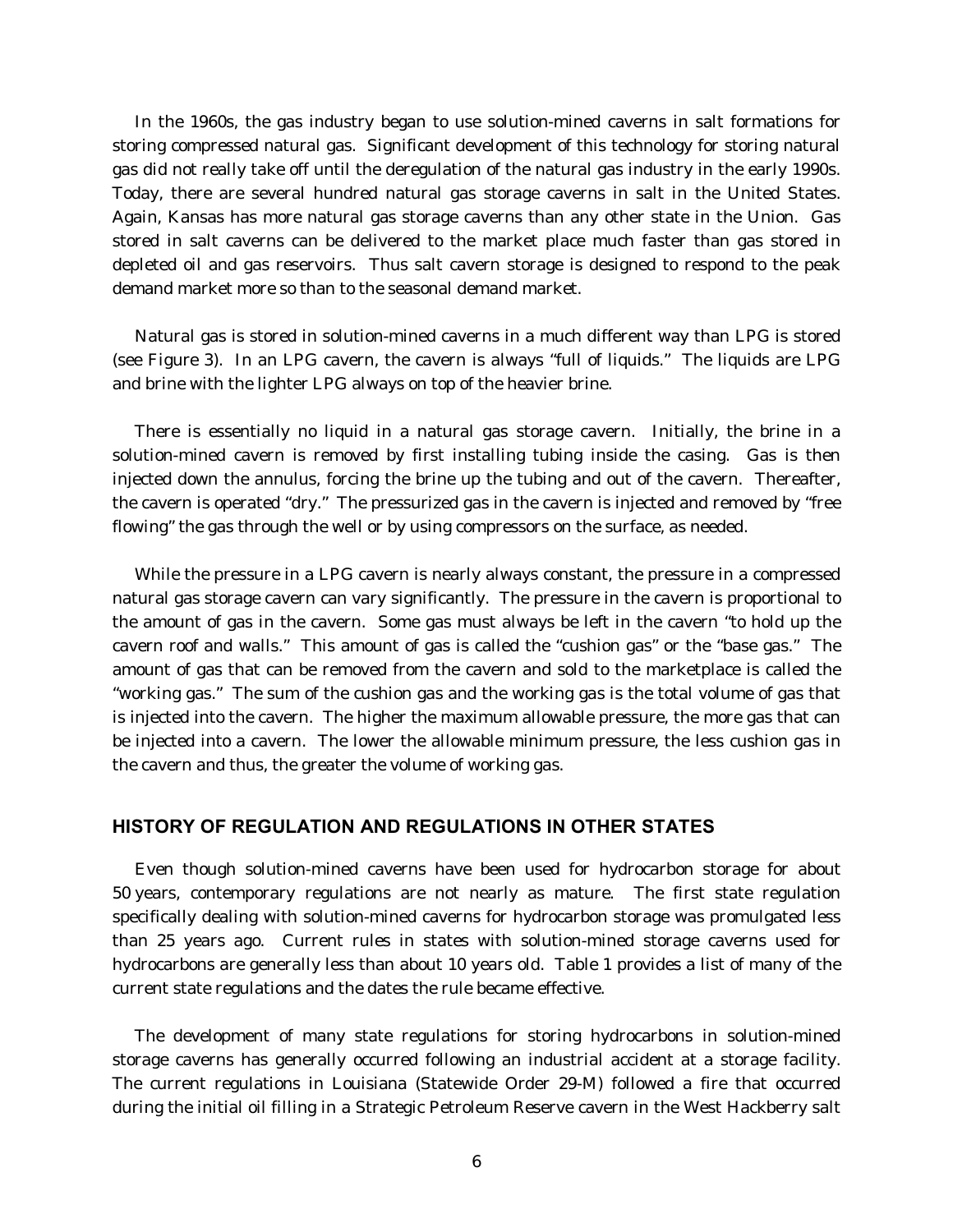In the 1960s, the gas industry began to use solution-mined caverns in salt formations for storing compressed natural gas. Significant development of this technology for storing natural gas did not really take off until the deregulation of the natural gas industry in the early 1990s. Today, there are several hundred natural gas storage caverns in salt in the United States. Again, Kansas has more natural gas storage caverns than any other state in the Union. Gas stored in salt caverns can be delivered to the market place much faster than gas stored in depleted oil and gas reservoirs. Thus salt cavern storage is designed to respond to the peak demand market more so than to the seasonal demand market.

Natural gas is stored in solution-mined caverns in a much different way than LPG is stored (see Figure 3). In an LPG cavern, the cavern is always "full of liquids." The liquids are LPG and brine with the lighter LPG always on top of the heavier brine.

There is essentially no liquid in a natural gas storage cavern. Initially, the brine in a solution-mined cavern is removed by first installing tubing inside the casing. Gas is then injected down the annulus, forcing the brine up the tubing and out of the cavern. Thereafter, the cavern is operated "dry." The pressurized gas in the cavern is injected and removed by "free flowing" the gas through the well or by using compressors on the surface, as needed.

While the pressure in a LPG cavern is nearly always constant, the pressure in a compressed natural gas storage cavern can vary significantly. The pressure in the cavern is proportional to the amount of gas in the cavern. Some gas must always be left in the cavern "to hold up the cavern roof and walls." This amount of gas is called the "cushion gas" or the "base gas." The amount of gas that can be removed from the cavern and sold to the marketplace is called the "working gas." The sum of the cushion gas and the working gas is the total volume of gas that is injected into the cavern. The higher the maximum allowable pressure, the more gas that can be injected into a cavern. The lower the allowable minimum pressure, the less cushion gas in the cavern and thus, the greater the volume of working gas.

## HISTORY OF REGULATION AND REGULATIONS IN OTHER STATES

Even though solution-mined caverns have been used for hydrocarbon storage for about 50 years, contemporary regulations are not nearly as mature. The first state regulation specifically dealing with solution-mined caverns for hydrocarbon storage was promulgated less than 25 years ago. Current rules in states with solution-mined storage caverns used for hydrocarbons are generally less than about 10 years old. Table 1 provides a list of many of the current state regulations and the dates the rule became effective.

The development of many state regulations for storing hydrocarbons in solution-mined storage caverns has generally occurred following an industrial accident at a storage facility. The current regulations in Louisiana (Statewide Order 29-M) followed a fire that occurred during the initial oil filling in a Strategic Petroleum Reserve cavern in the West Hackberry salt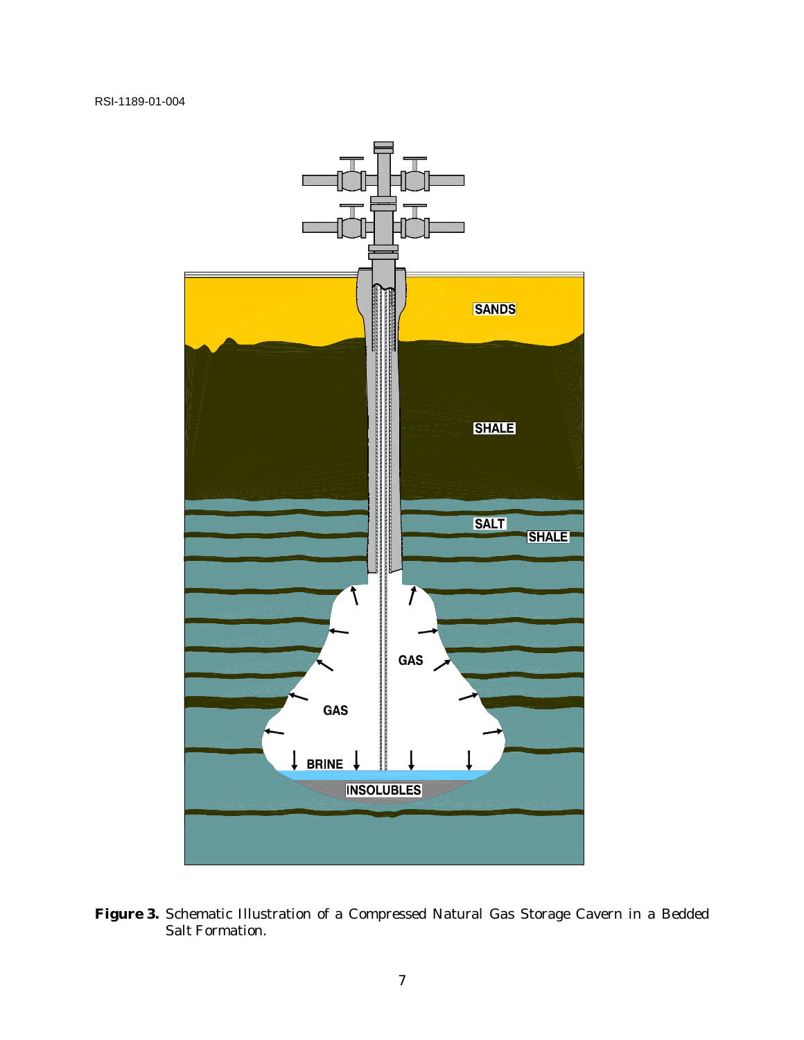**Figure 3.** Schematic Illustration of a Compressed Natural Gas Storage Cavern in a Bedded Salt Formation.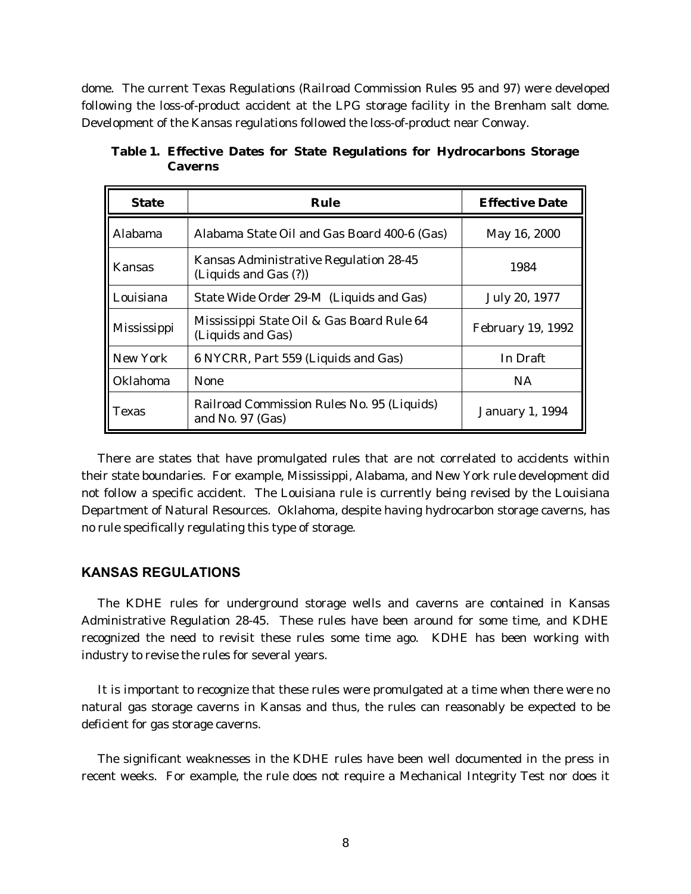dome. The current Texas Regulations (Railroad Commission Rules 95 and 97) were developed following the loss-of-product accident at the LPG storage facility in the Brenham salt dome. Development of the Kansas regulations followed the loss-of-product near Conway.

**Table 1. Effective Dates for State Regulations for Hydrocarbons Storage Caverns**

| State | Rule | Effective Date |
|---|---|---|
| Alabama | Alabama State Oil and Gas Board 400-6 (Gas) | May 16, 2000 |
| Kansas | Kansas Administrative Regulation 28-45 (Liquids and Gas (?)) | 1984 |
| Louisiana | State Wide Order 29-M (Liquids and Gas) | July 20, 1977 |
| Mississippi | Mississippi State Oil & Gas Board Rule 64 (Liquids and Gas) | February 19, 1992 |
| New York | 6 NYCRR, Part 559 (Liquids and Gas) | In Draft |
| Oklahoma | None | NA |
| Texas | Railroad Commission Rules No. 95 (Liquids) and No. 97 (Gas) | January 1, 1994 |

There are states that have promulgated rules that are not correlated to accidents within their state boundaries. For example, Mississippi, Alabama, and New York rule development did not follow a specific accident. The Louisiana rule is currently being revised by the Louisiana Department of Natural Resources. Oklahoma, despite having hydrocarbon storage caverns, has no rule specifically regulating this type of storage.

## KANSAS REGULATIONS

The KDHE rules for underground storage wells and caverns are contained in Kansas Administrative Regulation 28-45. These rules have been around for some time, and KDHE recognized the need to revisit these rules some time ago. KDHE has been working with industry to revise the rules for several years.

It is important to recognize that these rules were promulgated at a time when there were no natural gas storage caverns in Kansas and thus, the rules can reasonably be expected to be deficient for gas storage caverns.

The significant weaknesses in the KDHE rules have been well documented in the press in recent weeks. For example, the rule does not require a Mechanical Integrity Test nor does it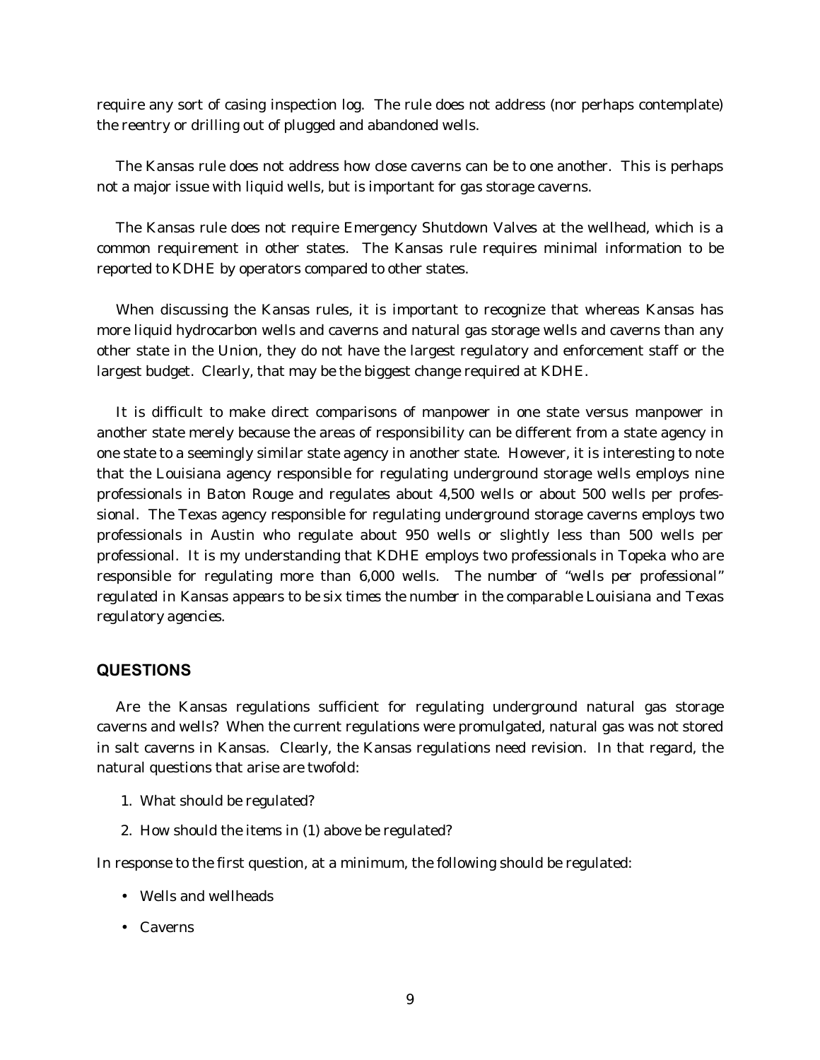require any sort of casing inspection log. The rule does not address (nor perhaps contemplate) the reentry or drilling out of plugged and abandoned wells.

The Kansas rule does not address how close caverns can be to one another. This is perhaps not a major issue with liquid wells, but is important for gas storage caverns.

The Kansas rule does not require Emergency Shutdown Valves at the wellhead, which is a common requirement in other states. The Kansas rule requires minimal information to be reported to KDHE by operators compared to other states.

When discussing the Kansas rules, it is important to recognize that whereas Kansas has more liquid hydrocarbon wells and caverns and natural gas storage wells and caverns than any other state in the Union, they do not have the largest regulatory and enforcement staff or the largest budget. Clearly, that may be the biggest change required at KDHE.

It is difficult to make direct comparisons of manpower in one state versus manpower in another state merely because the areas of responsibility can be different from a state agency in one state to a seemingly similar state agency in another state. However, it is interesting to note that the Louisiana agency responsible for regulating underground storage wells employs nine professionals in Baton Rouge and regulates about 4,500 wells or about 500 wells per professional. The Texas agency responsible for regulating underground storage caverns employs two professionals in Austin who regulate about 950 wells or slightly less than 500 wells per professional. It is my understanding that KDHE employs two professionals in Topeka who are responsible for regulating more than 6,000 wells. *The number of "wells per professional" regulated in Kansas appears to be six times the number in the comparable Louisiana and Texas regulatory agencies.*

## QUESTIONS

Are the Kansas regulations sufficient for regulating underground natural gas storage caverns and wells? When the current regulations were promulgated, natural gas was not stored in salt caverns in Kansas. Clearly, the Kansas regulations need revision. In that regard, the natural questions that arise are twofold:

1. What should be regulated?
2. How should the items in (1) above be regulated?

In response to the first question, at a minimum, the following should be regulated:

- Wells and wellheads
- Caverns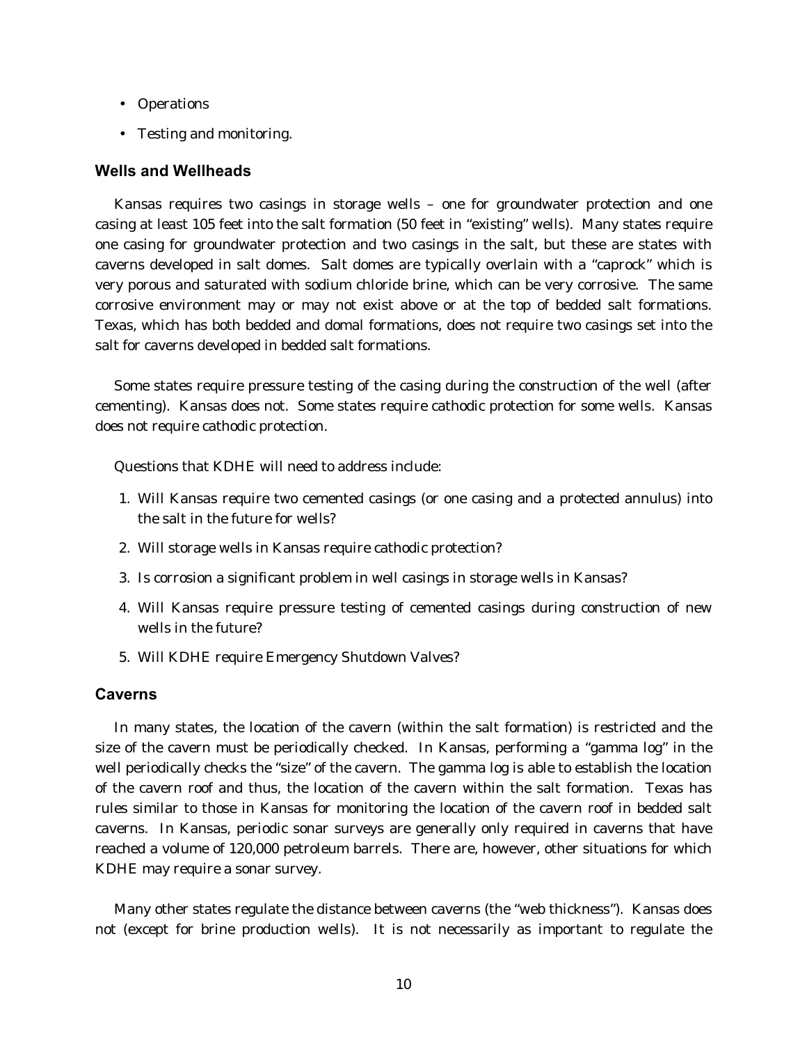- Operations
- Testing and monitoring.

### Wells and Wellheads

Kansas requires two casings in storage wells – one for groundwater protection and one casing at least 105 feet into the salt formation (50 feet in "existing" wells). Many states require one casing for groundwater protection and two casings in the salt, but these are states with caverns developed in salt domes. Salt domes are typically overlain with a "caprock" which is very porous and saturated with sodium chloride brine, which can be very corrosive. The same corrosive environment may or may not exist above or at the top of bedded salt formations. Texas, which has both bedded and domal formations, does not require two casings set into the salt for caverns developed in bedded salt formations.

Some states require pressure testing of the casing during the construction of the well (after cementing). Kansas does not. Some states require cathodic protection for some wells. Kansas does not require cathodic protection.

Questions that KDHE will need to address include:

1. Will Kansas require two cemented casings (or one casing and a protected annulus) into the salt in the future for wells?
2. Will storage wells in Kansas require cathodic protection?
3. Is corrosion a significant problem in well casings in storage wells in Kansas?
4. Will Kansas require pressure testing of cemented casings during construction of new wells in the future?
5. Will KDHE require Emergency Shutdown Valves?

### Caverns

In many states, the location of the cavern (within the salt formation) is restricted and the size of the cavern must be periodically checked. In Kansas, performing a "gamma log" in the well periodically checks the "size" of the cavern. The gamma log is able to establish the location of the cavern roof and thus, the location of the cavern within the salt formation. Texas has rules similar to those in Kansas for monitoring the location of the cavern roof in bedded salt caverns. In Kansas, periodic sonar surveys are generally only required in caverns that have reached a volume of 120,000 petroleum barrels. There are, however, other situations for which KDHE may require a sonar survey.

Many other states regulate the distance between caverns (the "web thickness"). Kansas does not (except for brine production wells). It is not necessarily as important to regulate the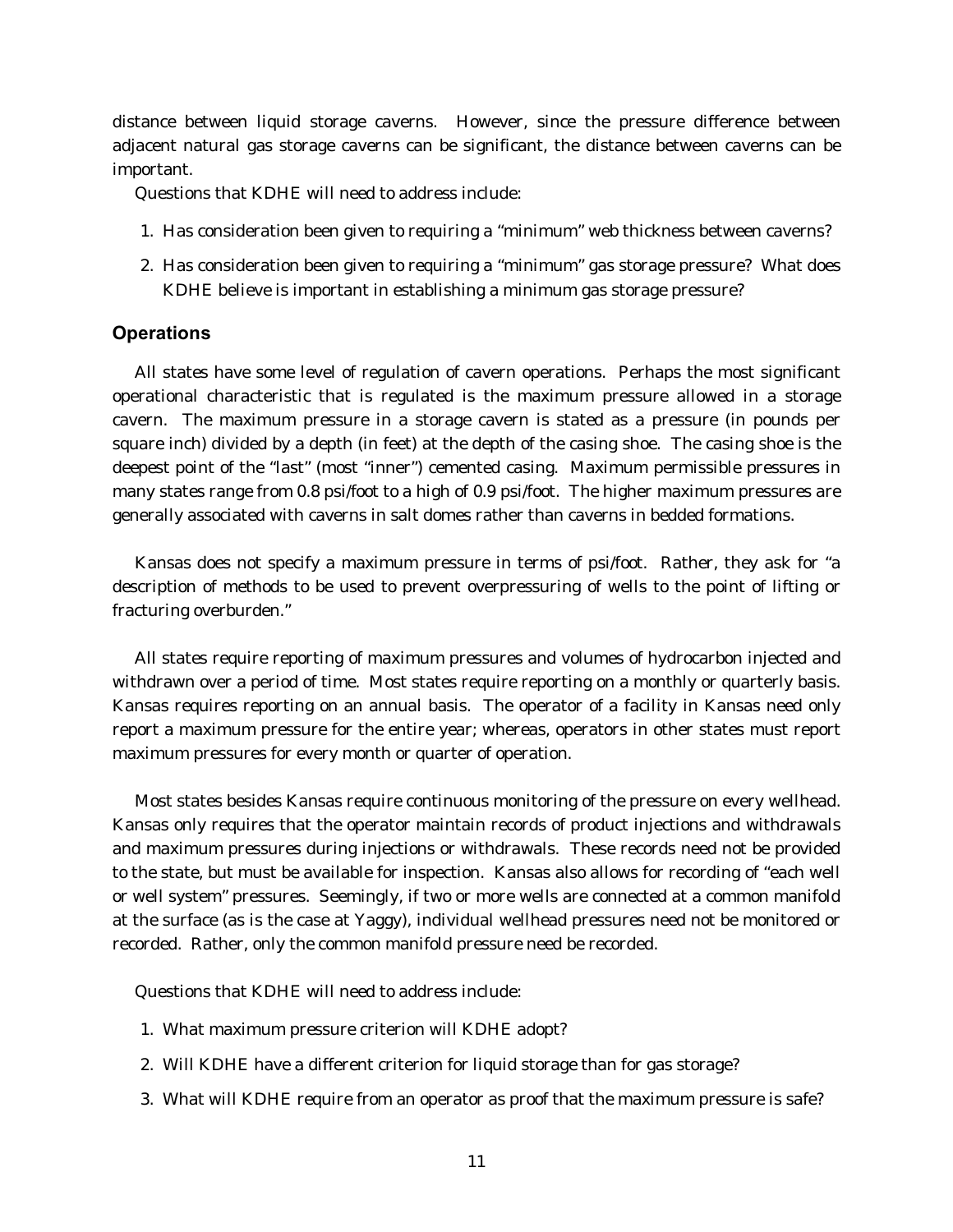distance between liquid storage caverns. However, since the pressure difference between adjacent natural gas storage caverns can be significant, the distance between caverns can be important.

Questions that KDHE will need to address include:

1. Has consideration been given to requiring a "minimum" web thickness between caverns?
2. Has consideration been given to requiring a "minimum" gas storage pressure? What does KDHE believe is important in establishing a minimum gas storage pressure?

## Operations

All states have some level of regulation of cavern operations. Perhaps the most significant operational characteristic that is regulated is the maximum pressure allowed in a storage cavern. The maximum pressure in a storage cavern is stated as a pressure (in pounds per square inch) divided by a depth (in feet) at the depth of the casing shoe. The casing shoe is the deepest point of the "last" (most "inner") cemented casing. Maximum permissible pressures in many states range from 0.8 psi/foot to a high of 0.9 psi/foot. The higher maximum pressures are generally associated with caverns in salt domes rather than caverns in bedded formations.

Kansas does not specify a maximum pressure in terms of psi/foot. Rather, they ask for "a description of methods to be used to prevent overpressuring of wells to the point of lifting or fracturing overburden."

All states require reporting of maximum pressures and volumes of hydrocarbon injected and withdrawn over a period of time. Most states require reporting on a monthly or quarterly basis. Kansas requires reporting on an annual basis. The operator of a facility in Kansas need only report a maximum pressure for the entire year; whereas, operators in other states must report maximum pressures for every month or quarter of operation.

Most states besides Kansas require continuous monitoring of the pressure on every wellhead. Kansas only requires that the operator maintain records of product injections and withdrawals and maximum pressures during injections or withdrawals. These records need not be provided to the state, but must be available for inspection. Kansas also allows for recording of "each well or well system" pressures. Seemingly, if two or more wells are connected at a common manifold at the surface (as is the case at Yaggy), individual wellhead pressures need not be monitored or recorded. Rather, only the common manifold pressure need be recorded.

Questions that KDHE will need to address include:

1. What maximum pressure criterion will KDHE adopt?
2. Will KDHE have a different criterion for liquid storage than for gas storage?
3. What will KDHE require from an operator as proof that the maximum pressure is safe?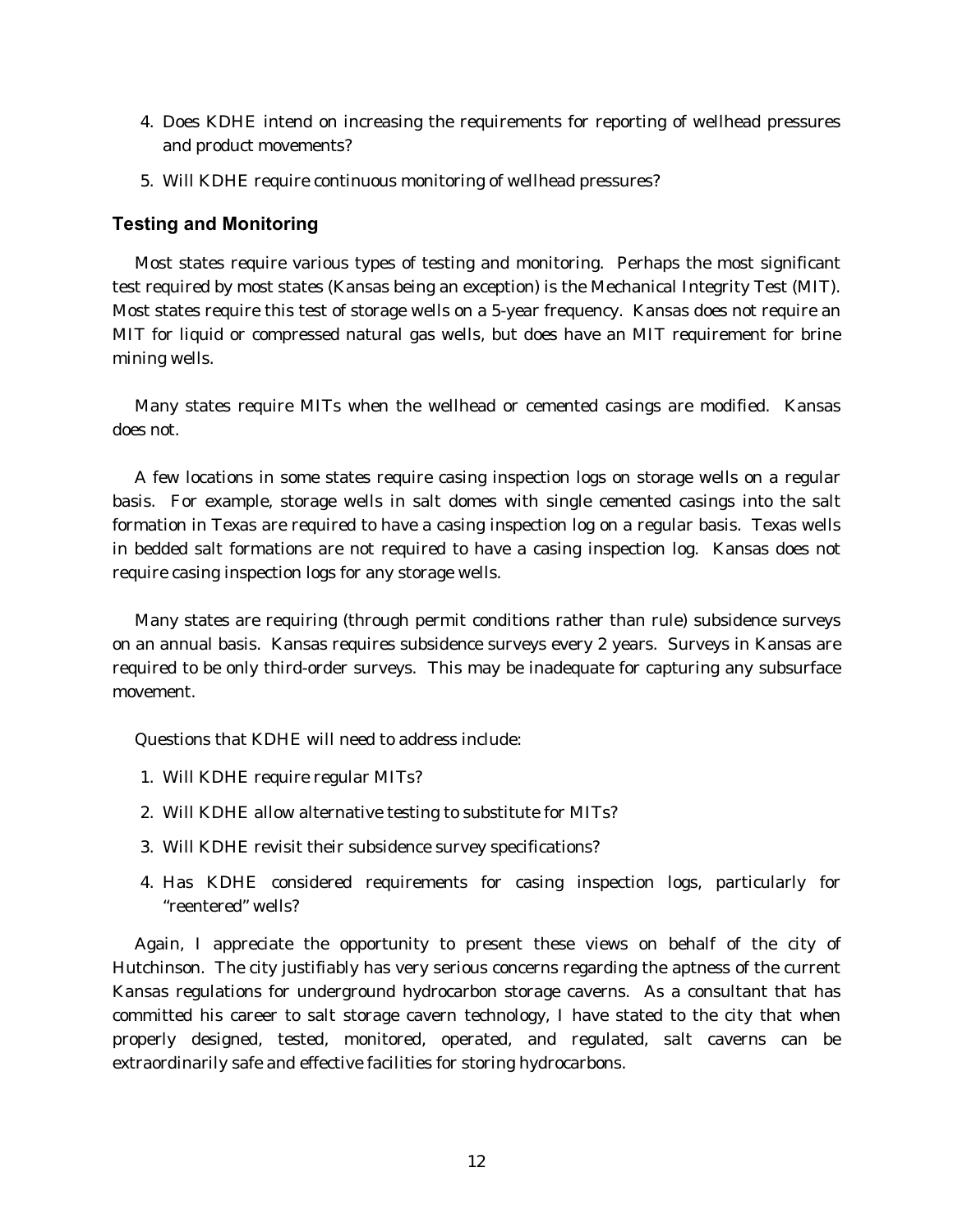4. Does KDHE intend on increasing the requirements for reporting of wellhead pressures and product movements?
5. Will KDHE require continuous monitoring of wellhead pressures?

### Testing and Monitoring

Most states require various types of testing and monitoring. Perhaps the most significant test required by most states (Kansas being an exception) is the Mechanical Integrity Test (MIT). Most states require this test of storage wells on a 5-year frequency. Kansas does not require an MIT for liquid or compressed natural gas wells, but does have an MIT requirement for brine mining wells.

Many states require MITs when the wellhead or cemented casings are modified. Kansas does not.

A few locations in some states require casing inspection logs on storage wells on a regular basis. For example, storage wells in salt domes with single cemented casings into the salt formation in Texas are required to have a casing inspection log on a regular basis. Texas wells in bedded salt formations are not required to have a casing inspection log. Kansas does not require casing inspection logs for any storage wells.

Many states are requiring (through permit conditions rather than rule) subsidence surveys on an annual basis. Kansas requires subsidence surveys every 2 years. Surveys in Kansas are required to be only third-order surveys. This may be inadequate for capturing any subsurface movement.

Questions that KDHE will need to address include:

1. Will KDHE require regular MITs?
2. Will KDHE allow alternative testing to substitute for MITs?
3. Will KDHE revisit their subsidence survey specifications?
4. Has KDHE considered requirements for casing inspection logs, particularly for "reentered" wells?

Again, I appreciate the opportunity to present these views on behalf of the city of Hutchinson. The city justifiably has very serious concerns regarding the aptness of the current Kansas regulations for underground hydrocarbon storage caverns. As a consultant that has committed his career to salt storage cavern technology, I have stated to the city that when properly designed, tested, monitored, operated, and regulated, salt caverns can be extraordinarily safe and effective facilities for storing hydrocarbons.